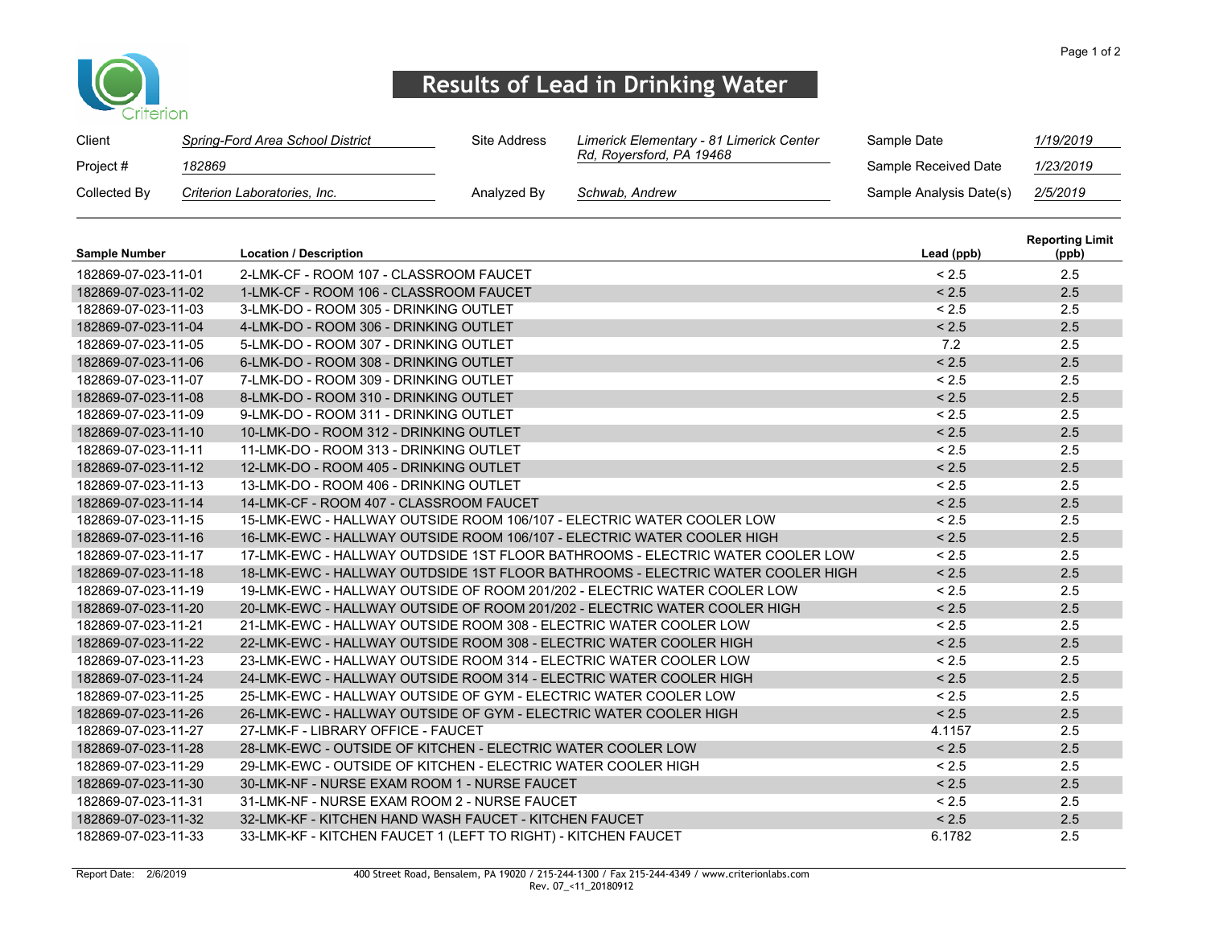# Results of Lead in Drinking Water

| | | | | | |
|---|---|---|---|---|---|
| Client | *Spring-Ford Area School District* | Site Address | *Limerick Elementary - 81 Limerick Center Rd, Royersford, PA 19468* | Sample Date | *1/19/2019* |
| Project # | *182869* | | | Sample Received Date | *1/23/2019* |
| Collected By | *Criterion Laboratories, Inc.* | Analyzed By | *Schwab, Andrew* | Sample Analysis Date(s) | *2/5/2019* |

| Sample Number | Location / Description | Lead (ppb) | Reporting Limit (ppb) |
|---|---|---|---|
| 182869-07-023-11-01 | 2-LMK-CF - ROOM 107 - CLASSROOM FAUCET | < 2.5 | 2.5 |
| 182869-07-023-11-02 | 1-LMK-CF - ROOM 106 - CLASSROOM FAUCET | < 2.5 | 2.5 |
| 182869-07-023-11-03 | 3-LMK-DO - ROOM 305 - DRINKING OUTLET | < 2.5 | 2.5 |
| 182869-07-023-11-04 | 4-LMK-DO - ROOM 306 - DRINKING OUTLET | < 2.5 | 2.5 |
| 182869-07-023-11-05 | 5-LMK-DO - ROOM 307 - DRINKING OUTLET | 7.2 | 2.5 |
| 182869-07-023-11-06 | 6-LMK-DO - ROOM 308 - DRINKING OUTLET | < 2.5 | 2.5 |
| 182869-07-023-11-07 | 7-LMK-DO - ROOM 309 - DRINKING OUTLET | < 2.5 | 2.5 |
| 182869-07-023-11-08 | 8-LMK-DO - ROOM 310 - DRINKING OUTLET | < 2.5 | 2.5 |
| 182869-07-023-11-09 | 9-LMK-DO - ROOM 311 - DRINKING OUTLET | < 2.5 | 2.5 |
| 182869-07-023-11-10 | 10-LMK-DO - ROOM 312 - DRINKING OUTLET | < 2.5 | 2.5 |
| 182869-07-023-11-11 | 11-LMK-DO - ROOM 313 - DRINKING OUTLET | < 2.5 | 2.5 |
| 182869-07-023-11-12 | 12-LMK-DO - ROOM 405 - DRINKING OUTLET | < 2.5 | 2.5 |
| 182869-07-023-11-13 | 13-LMK-DO - ROOM 406 - DRINKING OUTLET | < 2.5 | 2.5 |
| 182869-07-023-11-14 | 14-LMK-CF - ROOM 407 - CLASSROOM FAUCET | < 2.5 | 2.5 |
| 182869-07-023-11-15 | 15-LMK-EWC - HALLWAY OUTSIDE ROOM 106/107 - ELECTRIC WATER COOLER LOW | < 2.5 | 2.5 |
| 182869-07-023-11-16 | 16-LMK-EWC - HALLWAY OUTSIDE ROOM 106/107 - ELECTRIC WATER COOLER HIGH | < 2.5 | 2.5 |
| 182869-07-023-11-17 | 17-LMK-EWC - HALLWAY OUTDSIDE 1ST FLOOR BATHROOMS - ELECTRIC WATER COOLER LOW | < 2.5 | 2.5 |
| 182869-07-023-11-18 | 18-LMK-EWC - HALLWAY OUTDSIDE 1ST FLOOR BATHROOMS - ELECTRIC WATER COOLER HIGH | < 2.5 | 2.5 |
| 182869-07-023-11-19 | 19-LMK-EWC - HALLWAY OUTSIDE OF ROOM 201/202 - ELECTRIC WATER COOLER LOW | < 2.5 | 2.5 |
| 182869-07-023-11-20 | 20-LMK-EWC - HALLWAY OUTSIDE OF ROOM 201/202 - ELECTRIC WATER COOLER HIGH | < 2.5 | 2.5 |
| 182869-07-023-11-21 | 21-LMK-EWC - HALLWAY OUTSIDE ROOM 308 - ELECTRIC WATER COOLER LOW | < 2.5 | 2.5 |
| 182869-07-023-11-22 | 22-LMK-EWC - HALLWAY OUTSIDE ROOM 308 - ELECTRIC WATER COOLER HIGH | < 2.5 | 2.5 |
| 182869-07-023-11-23 | 23-LMK-EWC - HALLWAY OUTSIDE ROOM 314 - ELECTRIC WATER COOLER LOW | < 2.5 | 2.5 |
| 182869-07-023-11-24 | 24-LMK-EWC - HALLWAY OUTSIDE ROOM 314 - ELECTRIC WATER COOLER HIGH | < 2.5 | 2.5 |
| 182869-07-023-11-25 | 25-LMK-EWC - HALLWAY OUTSIDE OF GYM - ELECTRIC WATER COOLER LOW | < 2.5 | 2.5 |
| 182869-07-023-11-26 | 26-LMK-EWC - HALLWAY OUTSIDE OF GYM - ELECTRIC WATER COOLER HIGH | < 2.5 | 2.5 |
| 182869-07-023-11-27 | 27-LMK-F - LIBRARY OFFICE - FAUCET | 4.1157 | 2.5 |
| 182869-07-023-11-28 | 28-LMK-EWC - OUTSIDE OF KITCHEN - ELECTRIC WATER COOLER LOW | < 2.5 | 2.5 |
| 182869-07-023-11-29 | 29-LMK-EWC - OUTSIDE OF KITCHEN - ELECTRIC WATER COOLER HIGH | < 2.5 | 2.5 |
| 182869-07-023-11-30 | 30-LMK-NF - NURSE EXAM ROOM 1 - NURSE FAUCET | < 2.5 | 2.5 |
| 182869-07-023-11-31 | 31-LMK-NF - NURSE EXAM ROOM 2 - NURSE FAUCET | < 2.5 | 2.5 |
| 182869-07-023-11-32 | 32-LMK-KF - KITCHEN HAND WASH FAUCET - KITCHEN FAUCET | < 2.5 | 2.5 |
| 182869-07-023-11-33 | 33-LMK-KF - KITCHEN FAUCET 1 (LEFT TO RIGHT) - KITCHEN FAUCET | 6.1782 | 2.5 |

Report Date: 2/6/2019

400 Street Road, Bensalem, PA 19020 / 215-244-1300 / Fax 215-244-4349 / www.criterionlabs.com
Rev. 07_<11_20180912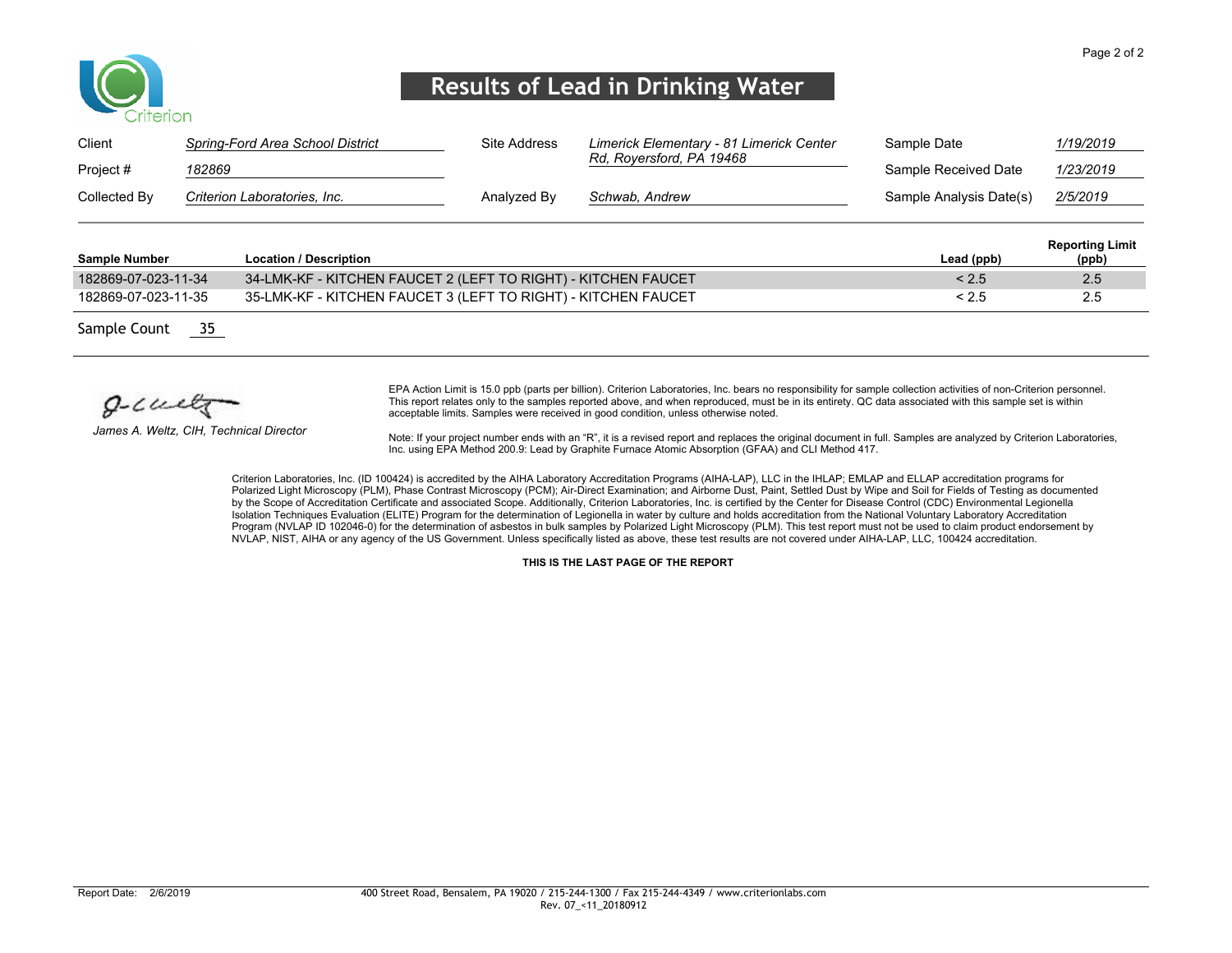Criterion

# Results of Lead in Drinking Water

| | | | | | |
|---|---|---|---|---|---|
| Client | *Spring-Ford Area School District* | Site Address | *Limerick Elementary - 81 Limerick Center Rd, Royersford, PA 19468* | Sample Date | *1/19/2019* |
| Project # | *182869* | | | Sample Received Date | *1/23/2019* |
| Collected By | *Criterion Laboratories, Inc.* | Analyzed By | *Schwab, Andrew* | Sample Analysis Date(s) | *2/5/2019* |

| Sample Number | Location / Description | Lead (ppb) | Reporting Limit (ppb) |
|---|---|---|---|
| 182869-07-023-11-34 | 34-LMK-KF - KITCHEN FAUCET 2 (LEFT TO RIGHT) - KITCHEN FAUCET | < 2.5 | 2.5 |
| 182869-07-023-11-35 | 35-LMK-KF - KITCHEN FAUCET 3 (LEFT TO RIGHT) - KITCHEN FAUCET | < 2.5 | 2.5 |

Sample Count 35

*James A. Weltz, CIH, Technical Director*

EPA Action Limit is 15.0 ppb (parts per billion). Criterion Laboratories, Inc. bears no responsibility for sample collection activities of non-Criterion personnel. This report relates only to the samples reported above, and when reproduced, must be in its entirety. QC data associated with this sample set is within acceptable limits. Samples were received in good condition, unless otherwise noted.

Note: If your project number ends with an "R", it is a revised report and replaces the original document in full. Samples are analyzed by Criterion Laboratories, Inc. using EPA Method 200.9: Lead by Graphite Furnace Atomic Absorption (GFAA) and CLI Method 417.

Criterion Laboratories, Inc. (ID 100424) is accredited by the AIHA Laboratory Accreditation Programs (AIHA-LAP), LLC in the IHLAP; EMLAP and ELLAP accreditation programs for Polarized Light Microscopy (PLM), Phase Contrast Microscopy (PCM); Air-Direct Examination; and Airborne Dust, Paint, Settled Dust by Wipe and Soil for Fields of Testing as documented by the Scope of Accreditation Certificate and associated Scope. Additionally, Criterion Laboratories, Inc. is certified by the Center for Disease Control (CDC) Environmental Legionella Isolation Techniques Evaluation (ELITE) Program for the determination of Legionella in water by culture and holds accreditation from the National Voluntary Laboratory Accreditation Program (NVLAP ID 102046-0) for the determination of asbestos in bulk samples by Polarized Light Microscopy (PLM). This test report must not be used to claim product endorsement by NVLAP, NIST, AIHA or any agency of the US Government. Unless specifically listed as above, these test results are not covered under AIHA-LAP, LLC, 100424 accreditation.

**THIS IS THE LAST PAGE OF THE REPORT**

Report Date: 2/6/2019

400 Street Road, Bensalem, PA 19020 / 215-244-1300 / Fax 215-244-4349 / www.criterionlabs.com
Rev. 07_<11_20180912